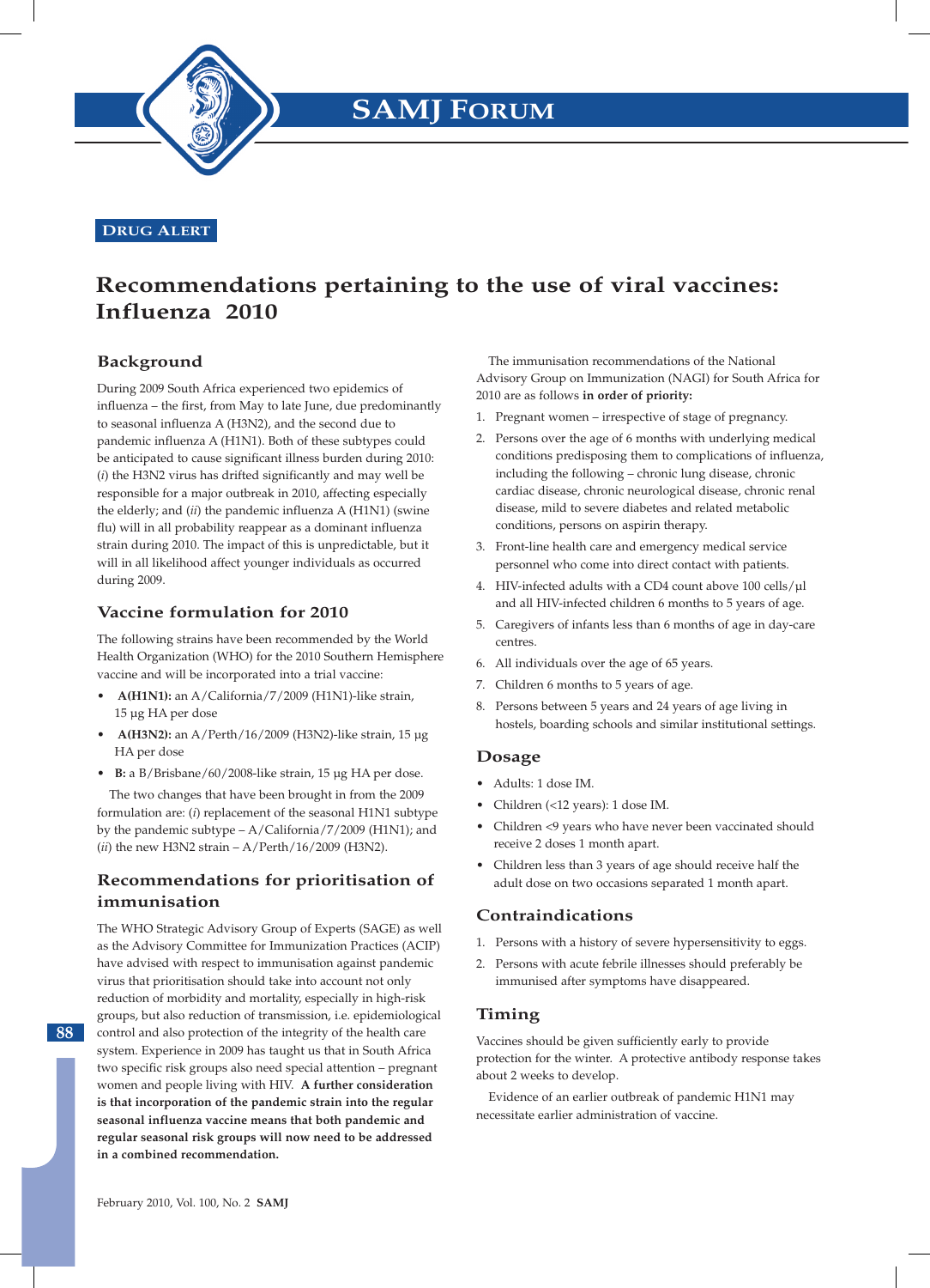SAMJ FORUM

DRUG ALERT

# Recommendations pertaining to the use of viral vaccines: Influenza 2010

## Background

During 2009 South Africa experienced two epidemics of influenza – the first, from May to late June, due predominantly to seasonal influenza A (H3N2), and the second due to pandemic influenza A (H1N1). Both of these subtypes could be anticipated to cause significant illness burden during 2010: (*i*) the H3N2 virus has drifted significantly and may well be responsible for a major outbreak in 2010, affecting especially the elderly; and (*ii*) the pandemic influenza A (H1N1) (swine flu) will in all probability reappear as a dominant influenza strain during 2010. The impact of this is unpredictable, but it will in all likelihood affect younger individuals as occurred during 2009.

## Vaccine formulation for 2010

The following strains have been recommended by the World Health Organization (WHO) for the 2010 Southern Hemisphere vaccine and will be incorporated into a trial vaccine:

- **A(H1N1):** an A/California/7/2009 (H1N1)-like strain, 15 µg HA per dose
- **A(H3N2):** an A/Perth/16/2009 (H3N2)-like strain, 15 µg HA per dose
- **B:** a B/Brisbane/60/2008-like strain, 15 µg HA per dose.

The two changes that have been brought in from the 2009 formulation are: (*i*) replacement of the seasonal H1N1 subtype by the pandemic subtype – A/California/7/2009 (H1N1); and (*ii*) the new H3N2 strain – A/Perth/16/2009 (H3N2).

## Recommendations for prioritisation of immunisation

The WHO Strategic Advisory Group of Experts (SAGE) as well as the Advisory Committee for Immunization Practices (ACIP) have advised with respect to immunisation against pandemic virus that prioritisation should take into account not only reduction of morbidity and mortality, especially in high-risk groups, but also reduction of transmission, i.e. epidemiological control and also protection of the integrity of the health care system. Experience in 2009 has taught us that in South Africa two specific risk groups also need special attention – pregnant women and people living with HIV. **A further consideration is that incorporation of the pandemic strain into the regular seasonal influenza vaccine means that both pandemic and regular seasonal risk groups will now need to be addressed in a combined recommendation.**

The immunisation recommendations of the National Advisory Group on Immunization (NAGI) for South Africa for 2010 are as follows **in order of priority:**

1. Pregnant women – irrespective of stage of pregnancy.
2. Persons over the age of 6 months with underlying medical conditions predisposing them to complications of influenza, including the following – chronic lung disease, chronic cardiac disease, chronic neurological disease, chronic renal disease, mild to severe diabetes and related metabolic conditions, persons on aspirin therapy.
3. Front-line health care and emergency medical service personnel who come into direct contact with patients.
4. HIV-infected adults with a CD4 count above 100 cells/µl and all HIV-infected children 6 months to 5 years of age.
5. Caregivers of infants less than 6 months of age in day-care centres.
6. All individuals over the age of 65 years.
7. Children 6 months to 5 years of age.
8. Persons between 5 years and 24 years of age living in hostels, boarding schools and similar institutional settings.

## Dosage

- Adults: 1 dose IM.
- Children (<12 years): 1 dose IM.
- Children <9 years who have never been vaccinated should receive 2 doses 1 month apart.
- Children less than 3 years of age should receive half the adult dose on two occasions separated 1 month apart.

## Contraindications

1. Persons with a history of severe hypersensitivity to eggs.
2. Persons with acute febrile illnesses should preferably be immunised after symptoms have disappeared.

## Timing

Vaccines should be given sufficiently early to provide protection for the winter. A protective antibody response takes about 2 weeks to develop.

Evidence of an earlier outbreak of pandemic H1N1 may necessitate earlier administration of vaccine.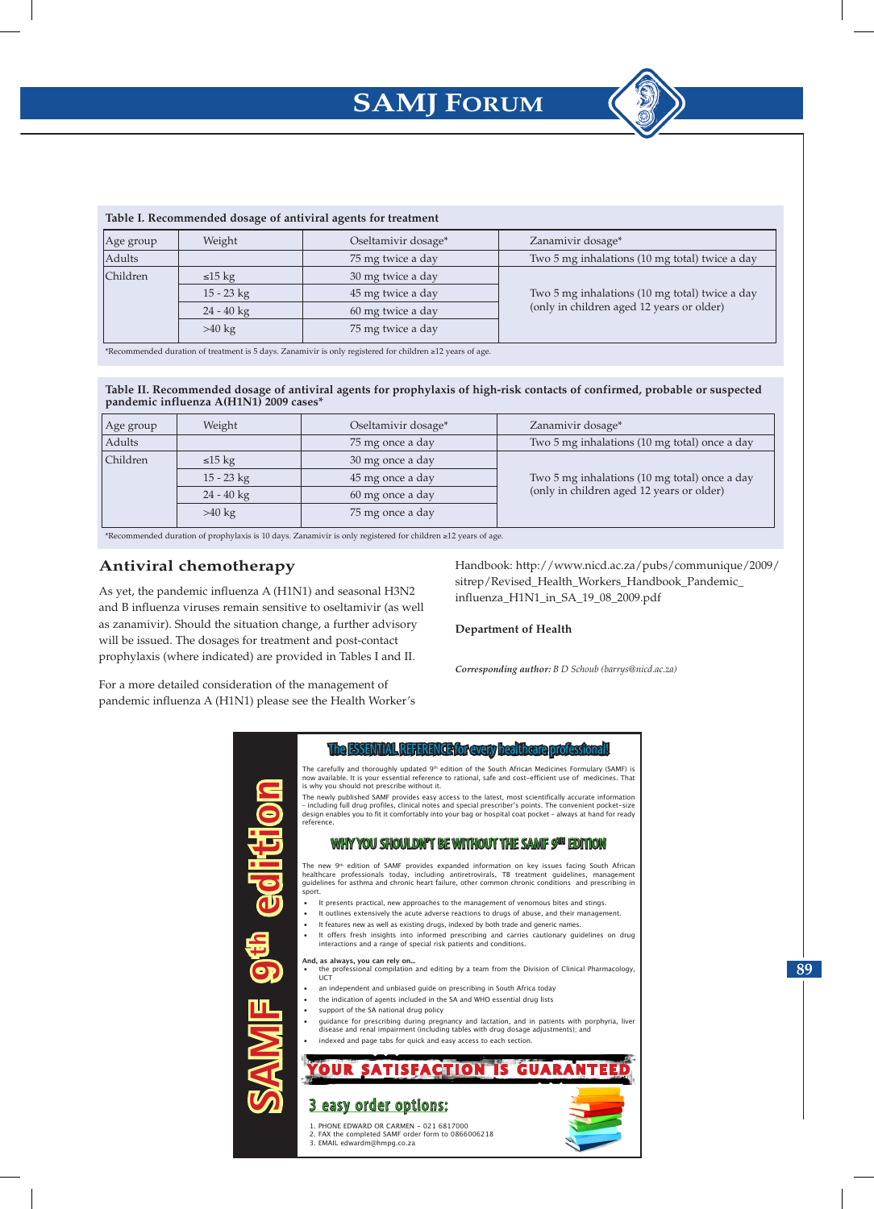**Table I. Recommended dosage of antiviral agents for treatment**

| Age group | Weight | Oseltamivir dosage* | Zanamivir dosage* |
|---|---|---|---|
| Adults | | 75 mg twice a day | Two 5 mg inhalations (10 mg total) twice a day |
| Children | ≤15 kg | 30 mg twice a day | Two 5 mg inhalations (10 mg total) twice a day (only in children aged 12 years or older) |
| | 15 - 23 kg | 45 mg twice a day | |
| | 24 - 40 kg | 60 mg twice a day | |
| | >40 kg | 75 mg twice a day | |

*Recommended duration of treatment is 5 days. Zanamivir is only registered for children ≥12 years of age.

**Table II. Recommended dosage of antiviral agents for prophylaxis of high-risk contacts of confirmed, probable or suspected pandemic influenza A(H1N1) 2009 cases***

| Age group | Weight | Oseltamivir dosage* | Zanamivir dosage* |
|---|---|---|---|
| Adults | | 75 mg once a day | Two 5 mg inhalations (10 mg total) once a day |
| Children | ≤15 kg | 30 mg once a day | Two 5 mg inhalations (10 mg total) once a day (only in children aged 12 years or older) |
| | 15 - 23 kg | 45 mg once a day | |
| | 24 - 40 kg | 60 mg once a day | |
| | >40 kg | 75 mg once a day | |

*Recommended duration of prophylaxis is 10 days. Zanamivir is only registered for children ≥12 years of age.

## Antiviral chemotherapy

As yet, the pandemic influenza A (H1N1) and seasonal H3N2 and B influenza viruses remain sensitive to oseltamivir (as well as zanamivir). Should the situation change, a further advisory will be issued. The dosages for treatment and post-contact prophylaxis (where indicated) are provided in Tables I and II.

For a more detailed consideration of the management of pandemic influenza A (H1N1) please see the Health Worker's Handbook: http://www.nicd.ac.za/pubs/communique/2009/sitrep/Revised_Health_Workers_Handbook_Pandemic_influenza_H1N1_in_SA_19_08_2009.pdf

**Department of Health**

***Corresponding author:*** *B D Schoub (barrys@nicd.ac.za)*

SAMF 9th edition

**The ESSENTIAL REFERENCE for every healthcare professional!**

The carefully and thoroughly updated 9th edition of the South African Medicines Formulary (SAMF) is now available. It is your essential reference to rational, safe and cost-efficient use of medicines. That is why you should not prescribe without it.

The newly published SAMF provides easy access to the latest, most scientifically accurate information – including full drug profiles, clinical notes and special prescriber's points. The convenient pocket-size design enables you to fit it comfortably into your bag or hospital coat pocket – always at hand for ready reference.

**WHY YOU SHOULDN'T BE WITHOUT THE SAMF 9th EDITION**

The new 9th edition of SAMF provides expanded information on key issues facing South African healthcare professionals today, including antiretrovirals, TB treatment guidelines, management guidelines for asthma and chronic heart failure, other common chronic conditions and prescribing in sport.

- It presents practical, new approaches to the management of venomous bites and stings.
- It outlines extensively the acute adverse reactions to drugs of abuse, and their management.
- It features new as well as existing drugs, indexed by both trade and generic names.
- It offers fresh insights into informed prescribing and carries cautionary guidelines on drug interactions and a range of special risk patients and conditions.

**And, as always, you can rely on...**

- the professional compilation and editing by a team from the Division of Clinical Pharmacology, UCT
- an independent and unbiased guide on prescribing in South Africa today
- the indication of agents included in the SA and WHO essential drug lists
- support of the SA national drug policy
- guidance for prescribing during pregnancy and lactation, and in patients with porphyria, liver disease and renal impairment (including tables with drug dosage adjustments); and
- indexed and page tabs for quick and easy access to each section.

**YOUR SATISFACTION IS GUARANTEED**

**3 easy order options:**

1. PHONE EDWARD OR CARMEN – 021 6817000
2. FAX the completed SAMF order form to 0866006218
3. EMAIL edwardm@hmpg.co.za